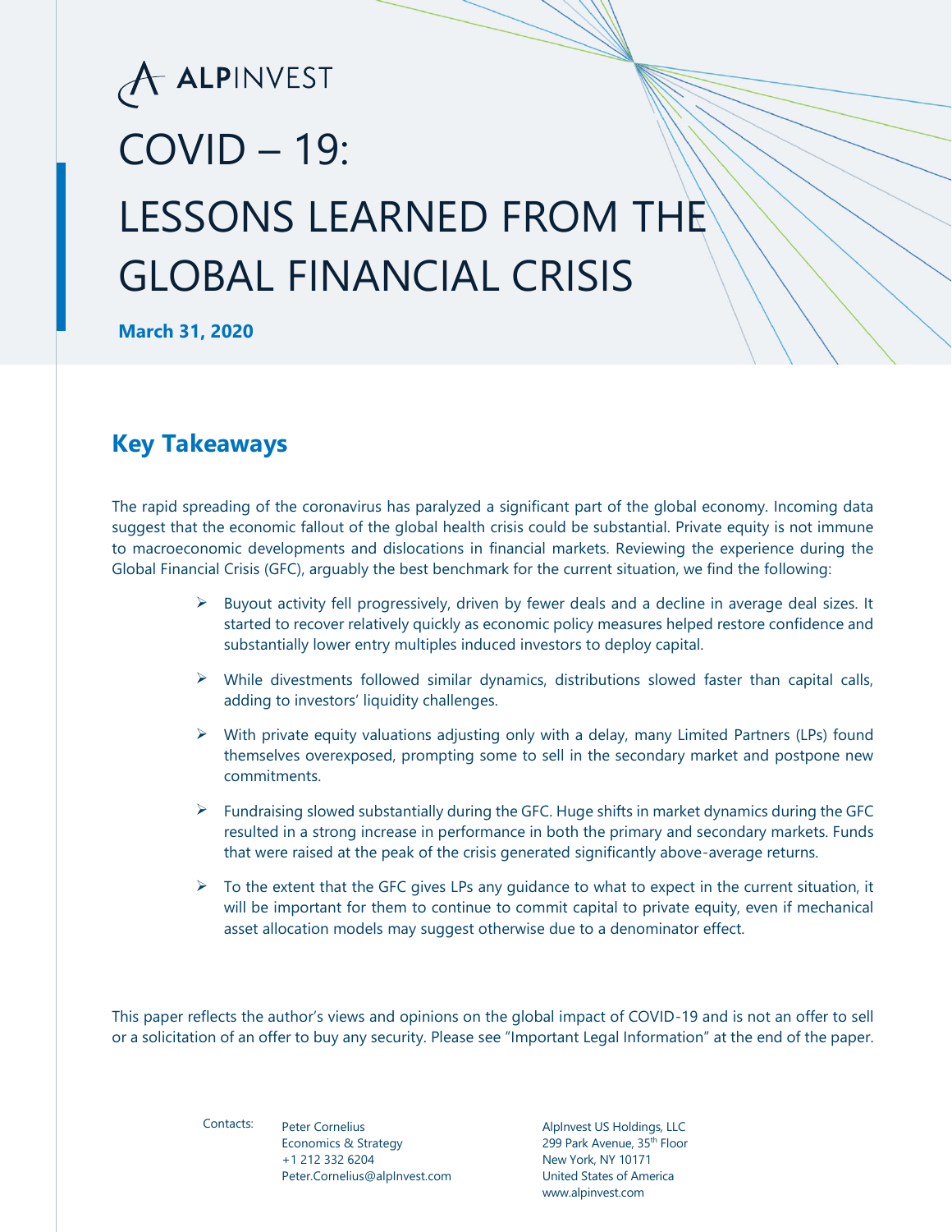ALPINVEST

# COVID – 19: LESSONS LEARNED FROM THE GLOBAL FINANCIAL CRISIS

**March 31, 2020**

## Key Takeaways

The rapid spreading of the coronavirus has paralyzed a significant part of the global economy. Incoming data suggest that the economic fallout of the global health crisis could be substantial. Private equity is not immune to macroeconomic developments and dislocations in financial markets. Reviewing the experience during the Global Financial Crisis (GFC), arguably the best benchmark for the current situation, we find the following:

- Buyout activity fell progressively, driven by fewer deals and a decline in average deal sizes. It started to recover relatively quickly as economic policy measures helped restore confidence and substantially lower entry multiples induced investors to deploy capital.
- While divestments followed similar dynamics, distributions slowed faster than capital calls, adding to investors' liquidity challenges.
- With private equity valuations adjusting only with a delay, many Limited Partners (LPs) found themselves overexposed, prompting some to sell in the secondary market and postpone new commitments.
- Fundraising slowed substantially during the GFC. Huge shifts in market dynamics during the GFC resulted in a strong increase in performance in both the primary and secondary markets. Funds that were raised at the peak of the crisis generated significantly above-average returns.
- To the extent that the GFC gives LPs any guidance to what to expect in the current situation, it will be important for them to continue to commit capital to private equity, even if mechanical asset allocation models may suggest otherwise due to a denominator effect.

This paper reflects the author's views and opinions on the global impact of COVID-19 and is not an offer to sell or a solicitation of an offer to buy any security. Please see "Important Legal Information" at the end of the paper.

Contacts:

Peter Cornelius
Economics & Strategy
+1 212 332 6204
Peter.Cornelius@alpInvest.com

AlpInvest US Holdings, LLC
299 Park Avenue, 35th Floor
New York, NY 10171
United States of America
www.alpinvest.com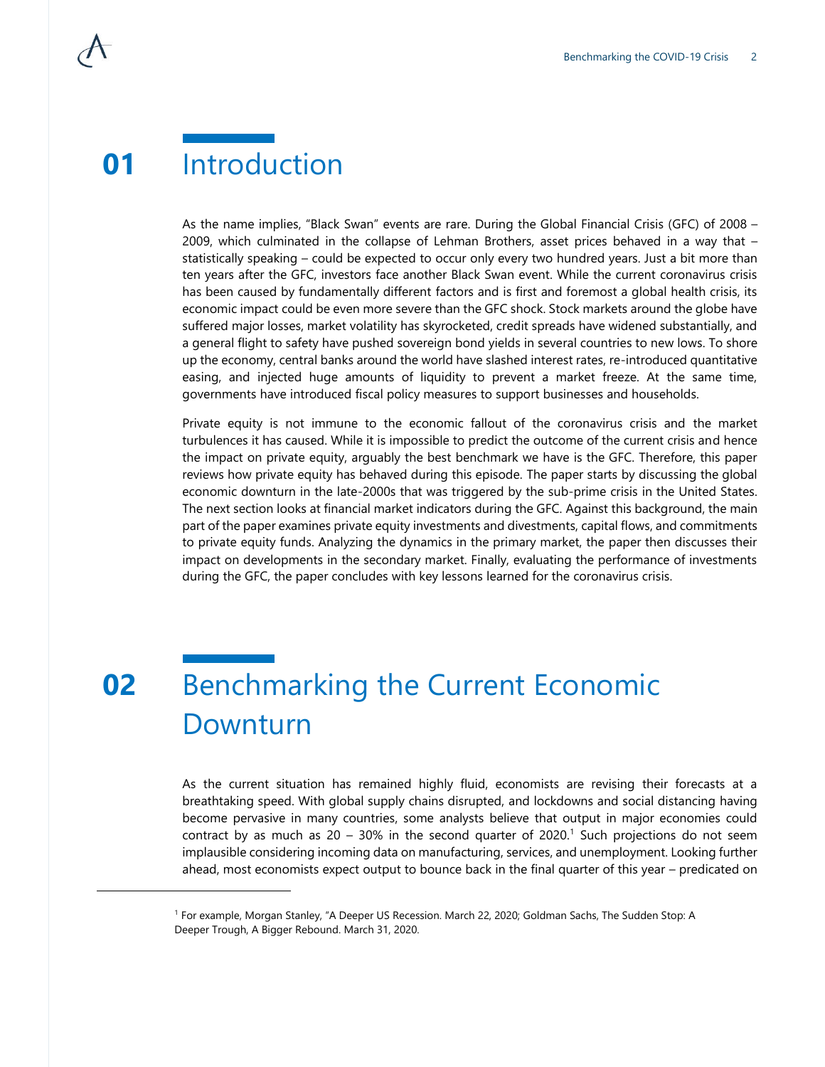# 01 Introduction

As the name implies, "Black Swan" events are rare. During the Global Financial Crisis (GFC) of 2008 – 2009, which culminated in the collapse of Lehman Brothers, asset prices behaved in a way that – statistically speaking – could be expected to occur only every two hundred years. Just a bit more than ten years after the GFC, investors face another Black Swan event. While the current coronavirus crisis has been caused by fundamentally different factors and is first and foremost a global health crisis, its economic impact could be even more severe than the GFC shock. Stock markets around the globe have suffered major losses, market volatility has skyrocketed, credit spreads have widened substantially, and a general flight to safety have pushed sovereign bond yields in several countries to new lows. To shore up the economy, central banks around the world have slashed interest rates, re-introduced quantitative easing, and injected huge amounts of liquidity to prevent a market freeze. At the same time, governments have introduced fiscal policy measures to support businesses and households.

Private equity is not immune to the economic fallout of the coronavirus crisis and the market turbulences it has caused. While it is impossible to predict the outcome of the current crisis and hence the impact on private equity, arguably the best benchmark we have is the GFC. Therefore, this paper reviews how private equity has behaved during this episode. The paper starts by discussing the global economic downturn in the late-2000s that was triggered by the sub-prime crisis in the United States. The next section looks at financial market indicators during the GFC. Against this background, the main part of the paper examines private equity investments and divestments, capital flows, and commitments to private equity funds. Analyzing the dynamics in the primary market, the paper then discusses their impact on developments in the secondary market. Finally, evaluating the performance of investments during the GFC, the paper concludes with key lessons learned for the coronavirus crisis.

# 02 Benchmarking the Current Economic Downturn

As the current situation has remained highly fluid, economists are revising their forecasts at a breathtaking speed. With global supply chains disrupted, and lockdowns and social distancing having become pervasive in many countries, some analysts believe that output in major economies could contract by as much as 20 – 30% in the second quarter of 2020.[1] Such projections do not seem implausible considering incoming data on manufacturing, services, and unemployment. Looking further ahead, most economists expect output to bounce back in the final quarter of this year – predicated on

[1] For example, Morgan Stanley, "A Deeper US Recession. March 22, 2020; Goldman Sachs, The Sudden Stop: A Deeper Trough, A Bigger Rebound. March 31, 2020.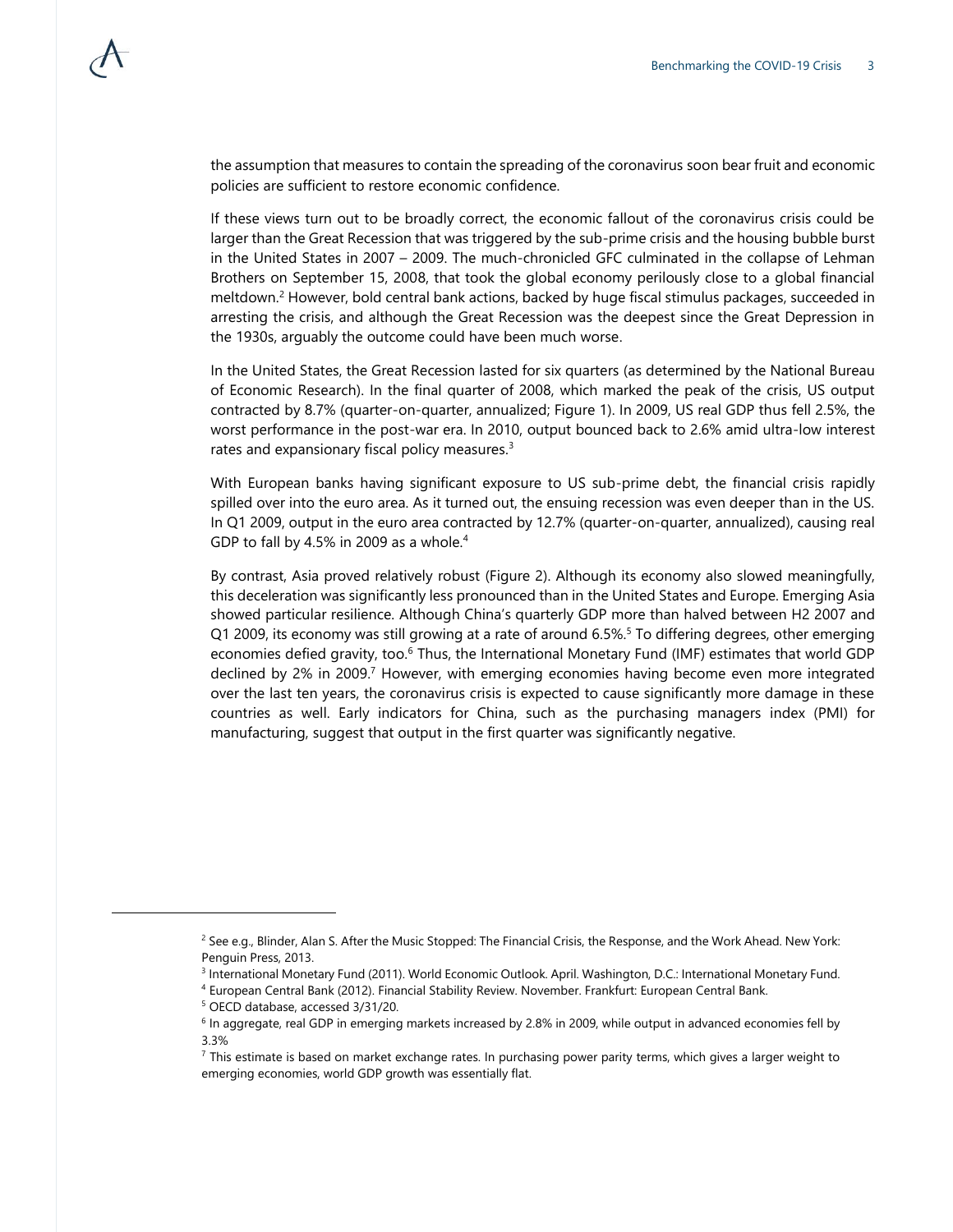the assumption that measures to contain the spreading of the coronavirus soon bear fruit and economic policies are sufficient to restore economic confidence.

If these views turn out to be broadly correct, the economic fallout of the coronavirus crisis could be larger than the Great Recession that was triggered by the sub-prime crisis and the housing bubble burst in the United States in 2007 – 2009. The much-chronicled GFC culminated in the collapse of Lehman Brothers on September 15, 2008, that took the global economy perilously close to a global financial meltdown.[2] However, bold central bank actions, backed by huge fiscal stimulus packages, succeeded in arresting the crisis, and although the Great Recession was the deepest since the Great Depression in the 1930s, arguably the outcome could have been much worse.

In the United States, the Great Recession lasted for six quarters (as determined by the National Bureau of Economic Research). In the final quarter of 2008, which marked the peak of the crisis, US output contracted by 8.7% (quarter-on-quarter, annualized; Figure 1). In 2009, US real GDP thus fell 2.5%, the worst performance in the post-war era. In 2010, output bounced back to 2.6% amid ultra-low interest rates and expansionary fiscal policy measures.[3]

With European banks having significant exposure to US sub-prime debt, the financial crisis rapidly spilled over into the euro area. As it turned out, the ensuing recession was even deeper than in the US. In Q1 2009, output in the euro area contracted by 12.7% (quarter-on-quarter, annualized), causing real GDP to fall by 4.5% in 2009 as a whole.[4]

By contrast, Asia proved relatively robust (Figure 2). Although its economy also slowed meaningfully, this deceleration was significantly less pronounced than in the United States and Europe. Emerging Asia showed particular resilience. Although China's quarterly GDP more than halved between H2 2007 and Q1 2009, its economy was still growing at a rate of around 6.5%.[5] To differing degrees, other emerging economies defied gravity, too.[6] Thus, the International Monetary Fund (IMF) estimates that world GDP declined by 2% in 2009.[7] However, with emerging economies having become even more integrated over the last ten years, the coronavirus crisis is expected to cause significantly more damage in these countries as well. Early indicators for China, such as the purchasing managers index (PMI) for manufacturing, suggest that output in the first quarter was significantly negative.

---

[2] See e.g., Blinder, Alan S. After the Music Stopped: The Financial Crisis, the Response, and the Work Ahead. New York: Penguin Press, 2013.

[3] International Monetary Fund (2011). World Economic Outlook. April. Washington, D.C.: International Monetary Fund.

[4] European Central Bank (2012). Financial Stability Review. November. Frankfurt: European Central Bank.

[5] OECD database, accessed 3/31/20.

[6] In aggregate, real GDP in emerging markets increased by 2.8% in 2009, while output in advanced economies fell by 3.3%

[7] This estimate is based on market exchange rates. In purchasing power parity terms, which gives a larger weight to emerging economies, world GDP growth was essentially flat.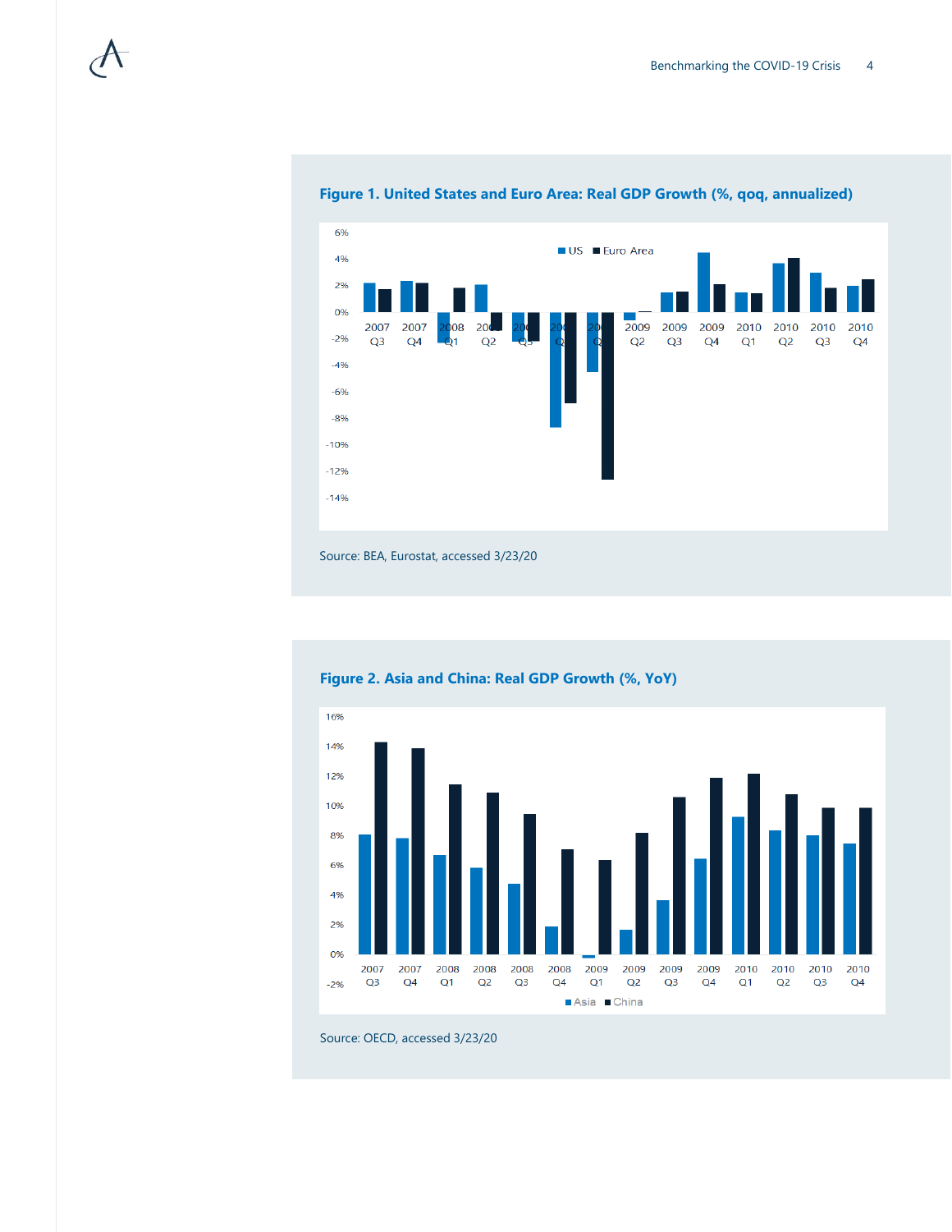**Figure 1. United States and Euro Area: Real GDP Growth (%, qoq, annualized)**

Source: BEA, Eurostat, accessed 3/23/20

**Figure 2. Asia and China: Real GDP Growth (%, YoY)**

Source: OECD, accessed 3/23/20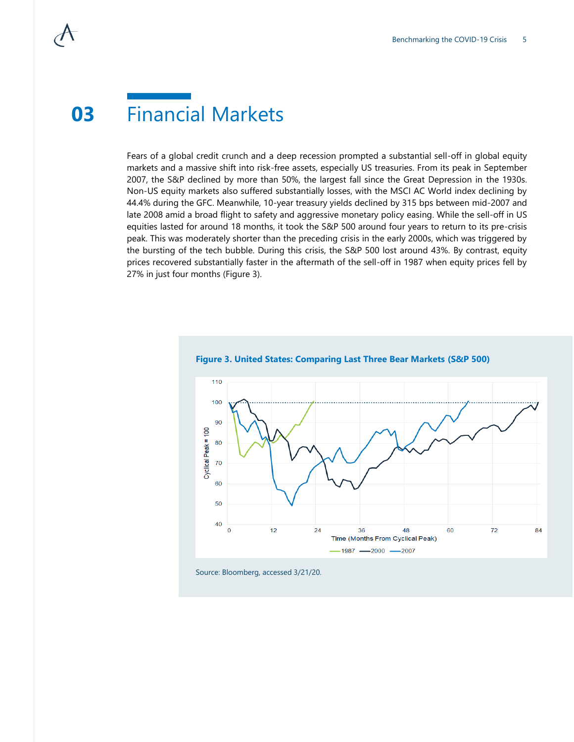# 03 Financial Markets

Fears of a global credit crunch and a deep recession prompted a substantial sell-off in global equity markets and a massive shift into risk-free assets, especially US treasuries. From its peak in September 2007, the S&P declined by more than 50%, the largest fall since the Great Depression in the 1930s. Non-US equity markets also suffered substantially losses, with the MSCI AC World index declining by 44.4% during the GFC. Meanwhile, 10-year treasury yields declined by 315 bps between mid-2007 and late 2008 amid a broad flight to safety and aggressive monetary policy easing. While the sell-off in US equities lasted for around 18 months, it took the S&P 500 around four years to return to its pre-crisis peak. This was moderately shorter than the preceding crisis in the early 2000s, which was triggered by the bursting of the tech bubble. During this crisis, the S&P 500 lost around 43%. By contrast, equity prices recovered substantially faster in the aftermath of the sell-off in 1987 when equity prices fell by 27% in just four months (Figure 3).

**Figure 3. United States: Comparing Last Three Bear Markets (S&P 500)**

Source: Bloomberg, accessed 3/21/20.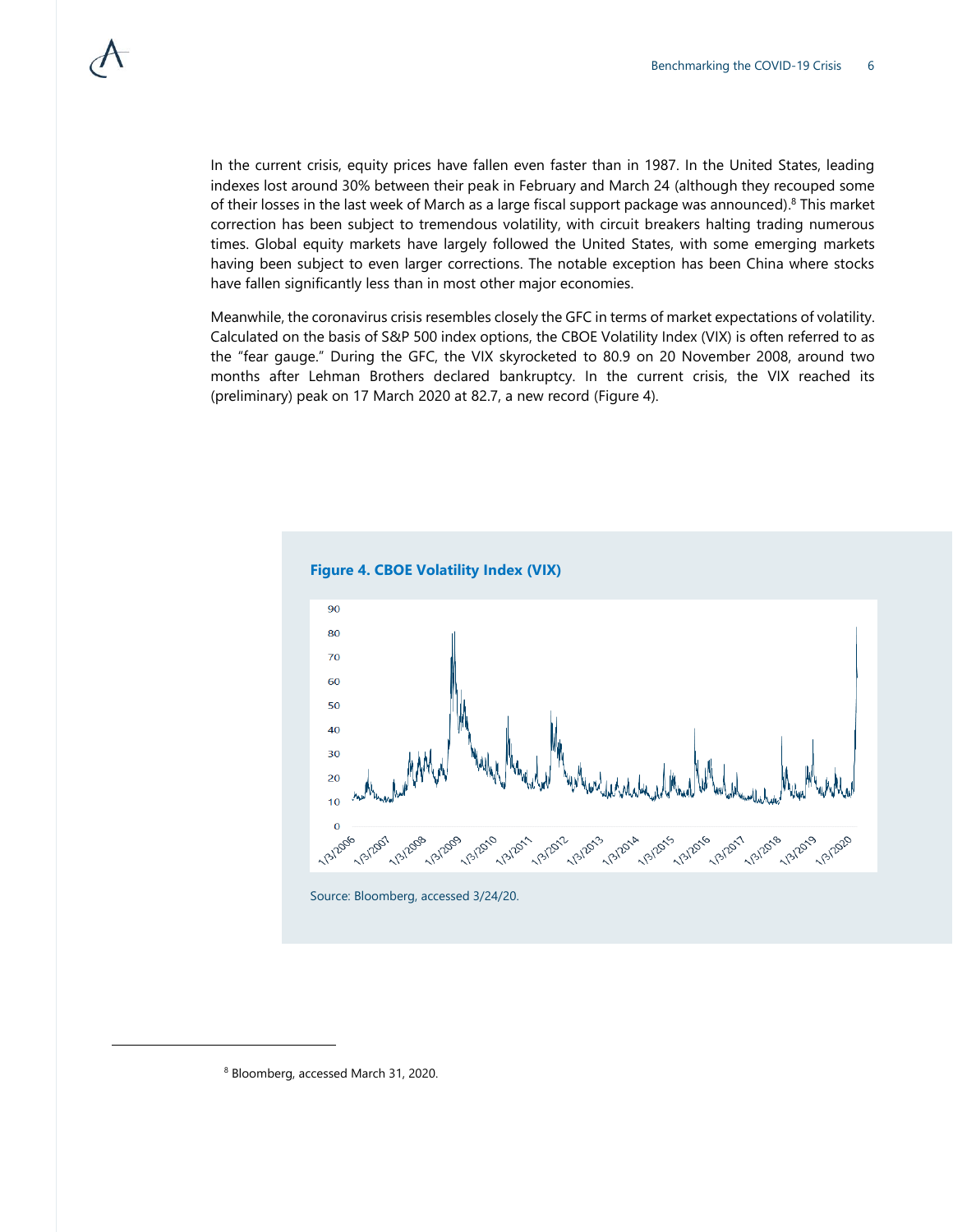In the current crisis, equity prices have fallen even faster than in 1987. In the United States, leading indexes lost around 30% between their peak in February and March 24 (although they recouped some of their losses in the last week of March as a large fiscal support package was announced).[8] This market correction has been subject to tremendous volatility, with circuit breakers halting trading numerous times. Global equity markets have largely followed the United States, with some emerging markets having been subject to even larger corrections. The notable exception has been China where stocks have fallen significantly less than in most other major economies.

Meanwhile, the coronavirus crisis resembles closely the GFC in terms of market expectations of volatility. Calculated on the basis of S&P 500 index options, the CBOE Volatility Index (VIX) is often referred to as the "fear gauge." During the GFC, the VIX skyrocketed to 80.9 on 20 November 2008, around two months after Lehman Brothers declared bankruptcy. In the current crisis, the VIX reached its (preliminary) peak on 17 March 2020 at 82.7, a new record (Figure 4).

**Figure 4. CBOE Volatility Index (VIX)**

Source: Bloomberg, accessed 3/24/20.

---

[8] Bloomberg, accessed March 31, 2020.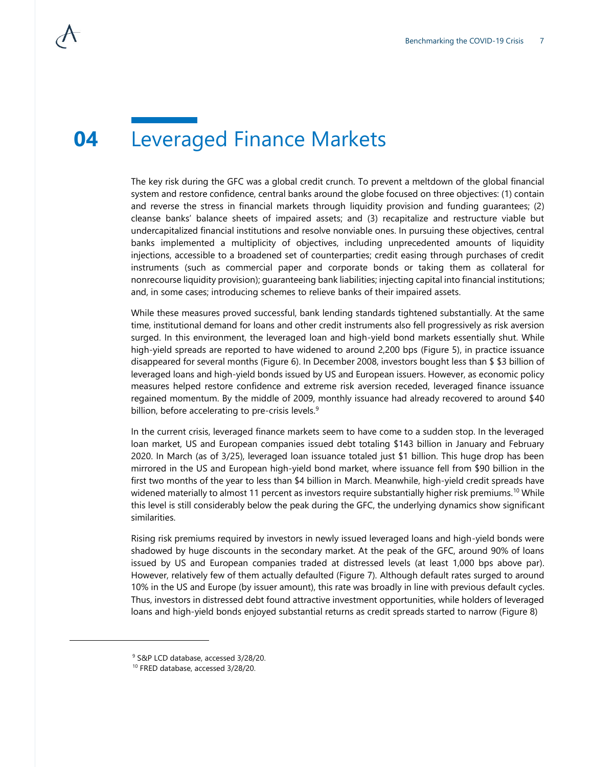# 04 Leveraged Finance Markets

The key risk during the GFC was a global credit crunch. To prevent a meltdown of the global financial system and restore confidence, central banks around the globe focused on three objectives: (1) contain and reverse the stress in financial markets through liquidity provision and funding guarantees; (2) cleanse banks' balance sheets of impaired assets; and (3) recapitalize and restructure viable but undercapitalized financial institutions and resolve nonviable ones. In pursuing these objectives, central banks implemented a multiplicity of objectives, including unprecedented amounts of liquidity injections, accessible to a broadened set of counterparties; credit easing through purchases of credit instruments (such as commercial paper and corporate bonds or taking them as collateral for nonrecourse liquidity provision); guaranteeing bank liabilities; injecting capital into financial institutions; and, in some cases; introducing schemes to relieve banks of their impaired assets.

While these measures proved successful, bank lending standards tightened substantially. At the same time, institutional demand for loans and other credit instruments also fell progressively as risk aversion surged. In this environment, the leveraged loan and high-yield bond markets essentially shut. While high-yield spreads are reported to have widened to around 2,200 bps (Figure 5), in practice issuance disappeared for several months (Figure 6). In December 2008, investors bought less than $ $3 billion of leveraged loans and high-yield bonds issued by US and European issuers. However, as economic policy measures helped restore confidence and extreme risk aversion receded, leveraged finance issuance regained momentum. By the middle of 2009, monthly issuance had already recovered to around $40 billion, before accelerating to pre-crisis levels.[9]

In the current crisis, leveraged finance markets seem to have come to a sudden stop. In the leveraged loan market, US and European companies issued debt totaling $143 billion in January and February 2020. In March (as of 3/25), leveraged loan issuance totaled just $1 billion. This huge drop has been mirrored in the US and European high-yield bond market, where issuance fell from $90 billion in the first two months of the year to less than $4 billion in March. Meanwhile, high-yield credit spreads have widened materially to almost 11 percent as investors require substantially higher risk premiums.[10] While this level is still considerably below the peak during the GFC, the underlying dynamics show significant similarities.

Rising risk premiums required by investors in newly issued leveraged loans and high-yield bonds were shadowed by huge discounts in the secondary market. At the peak of the GFC, around 90% of loans issued by US and European companies traded at distressed levels (at least 1,000 bps above par). However, relatively few of them actually defaulted (Figure 7). Although default rates surged to around 10% in the US and Europe (by issuer amount), this rate was broadly in line with previous default cycles. Thus, investors in distressed debt found attractive investment opportunities, while holders of leveraged loans and high-yield bonds enjoyed substantial returns as credit spreads started to narrow (Figure 8)

---

[9] S&P LCD database, accessed 3/28/20.

[10] FRED database, accessed 3/28/20.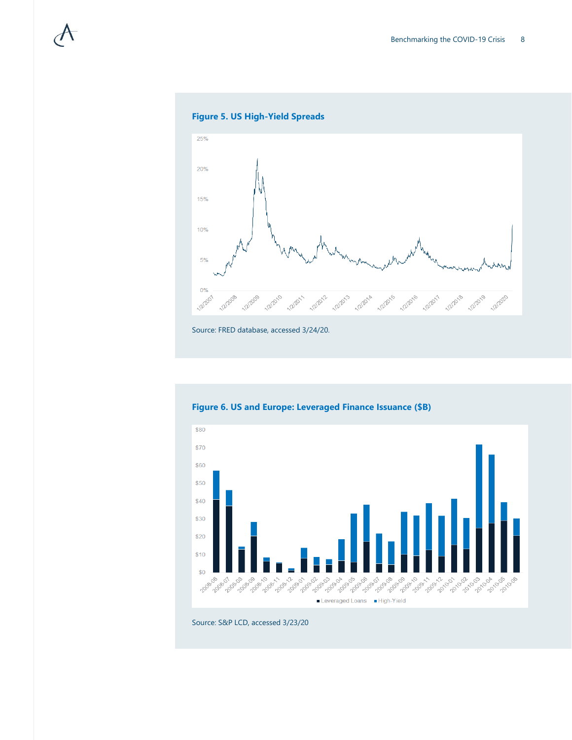**Figure 5. US High-Yield Spreads**

Source: FRED database, accessed 3/24/20.

**Figure 6. US and Europe: Leveraged Finance Issuance ($B)**

Source: S&P LCD, accessed 3/23/20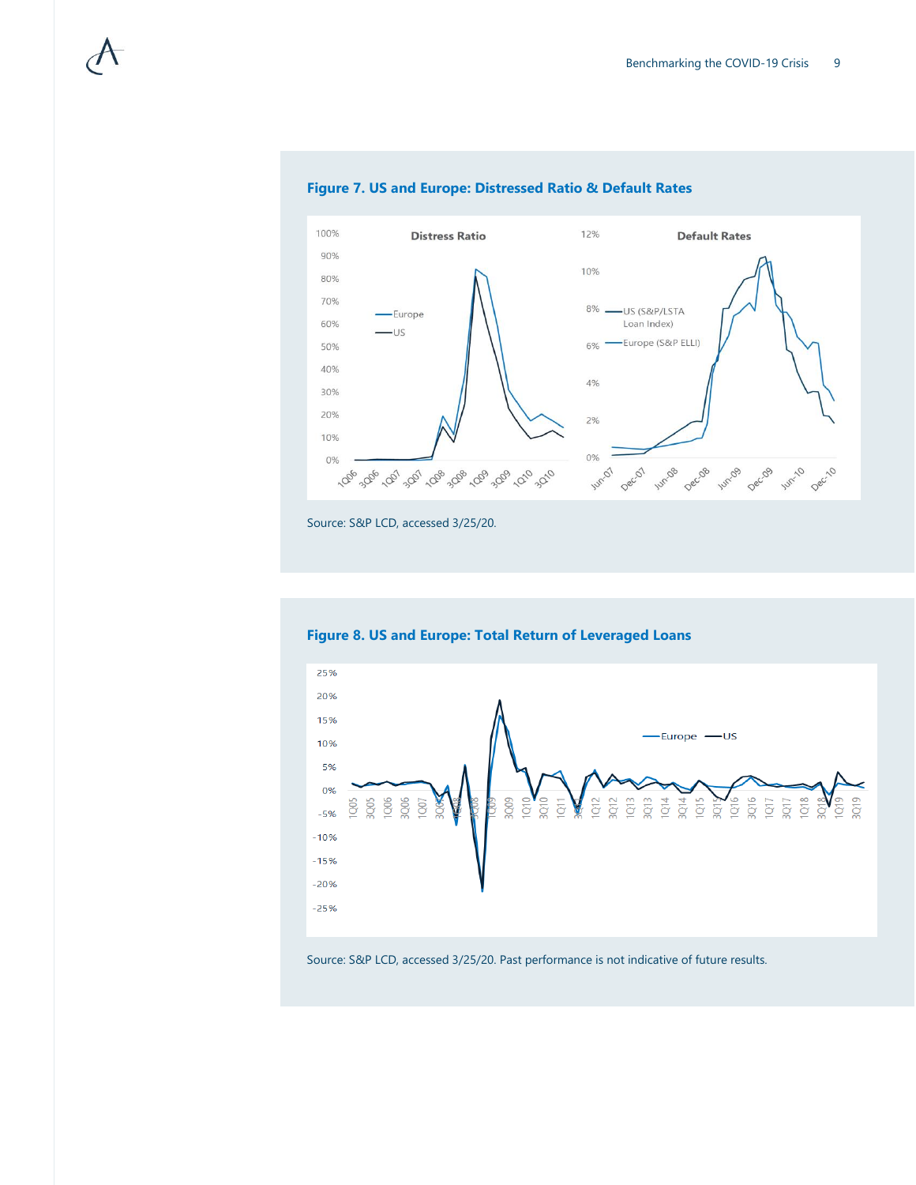**Figure 7. US and Europe: Distressed Ratio & Default Rates**

Source: S&P LCD, accessed 3/25/20.

**Figure 8. US and Europe: Total Return of Leveraged Loans**

Source: S&P LCD, accessed 3/25/20. Past performance is not indicative of future results.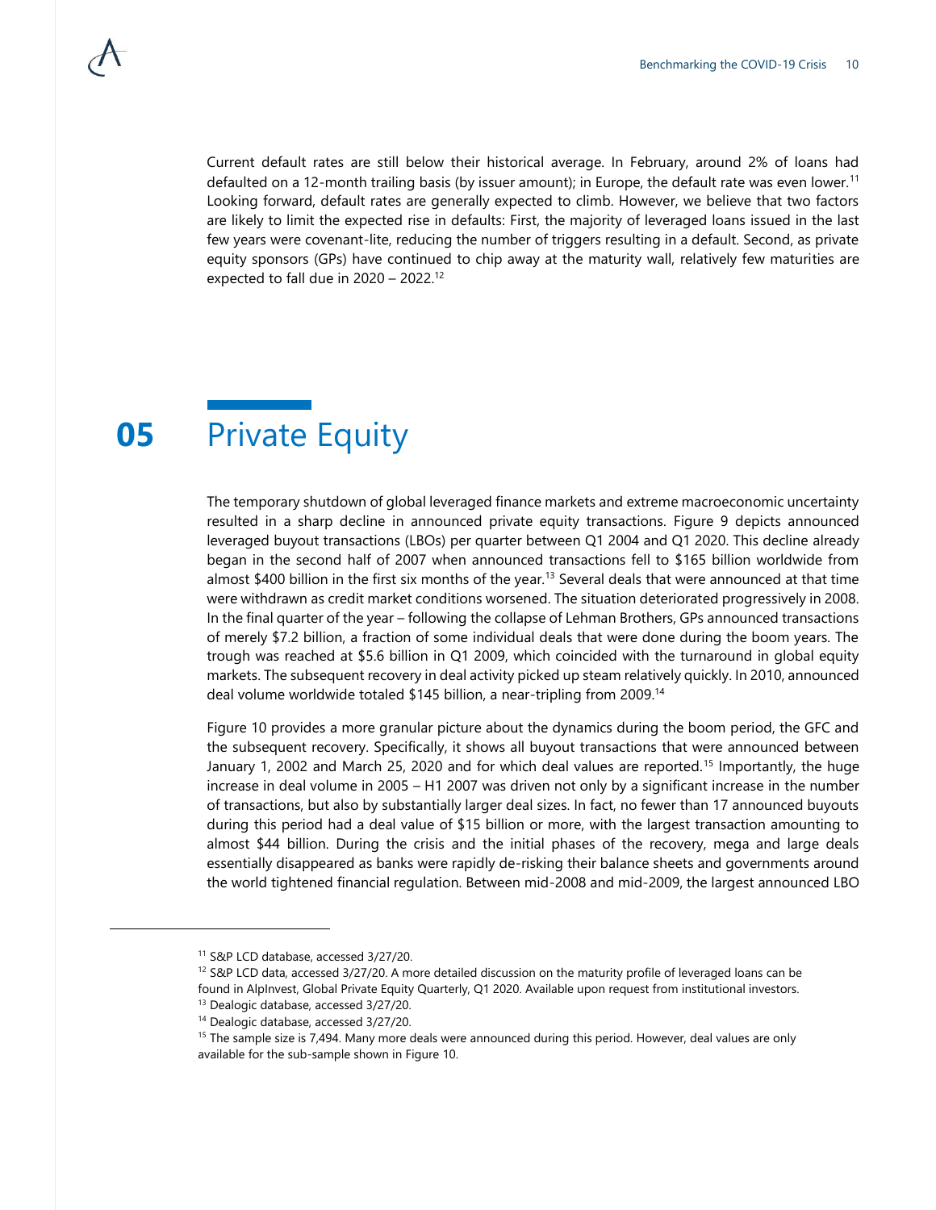Current default rates are still below their historical average. In February, around 2% of loans had defaulted on a 12-month trailing basis (by issuer amount); in Europe, the default rate was even lower.[11] Looking forward, default rates are generally expected to climb. However, we believe that two factors are likely to limit the expected rise in defaults: First, the majority of leveraged loans issued in the last few years were covenant-lite, reducing the number of triggers resulting in a default. Second, as private equity sponsors (GPs) have continued to chip away at the maturity wall, relatively few maturities are expected to fall due in 2020 – 2022.[12]

# 05 Private Equity

The temporary shutdown of global leveraged finance markets and extreme macroeconomic uncertainty resulted in a sharp decline in announced private equity transactions. Figure 9 depicts announced leveraged buyout transactions (LBOs) per quarter between Q1 2004 and Q1 2020. This decline already began in the second half of 2007 when announced transactions fell to $165 billion worldwide from almost $400 billion in the first six months of the year.[13] Several deals that were announced at that time were withdrawn as credit market conditions worsened. The situation deteriorated progressively in 2008. In the final quarter of the year – following the collapse of Lehman Brothers, GPs announced transactions of merely $7.2 billion, a fraction of some individual deals that were done during the boom years. The trough was reached at $5.6 billion in Q1 2009, which coincided with the turnaround in global equity markets. The subsequent recovery in deal activity picked up steam relatively quickly. In 2010, announced deal volume worldwide totaled $145 billion, a near-tripling from 2009.[14]

Figure 10 provides a more granular picture about the dynamics during the boom period, the GFC and the subsequent recovery. Specifically, it shows all buyout transactions that were announced between January 1, 2002 and March 25, 2020 and for which deal values are reported.[15] Importantly, the huge increase in deal volume in 2005 – H1 2007 was driven not only by a significant increase in the number of transactions, but also by substantially larger deal sizes. In fact, no fewer than 17 announced buyouts during this period had a deal value of $15 billion or more, with the largest transaction amounting to almost $44 billion. During the crisis and the initial phases of the recovery, mega and large deals essentially disappeared as banks were rapidly de-risking their balance sheets and governments around the world tightened financial regulation. Between mid-2008 and mid-2009, the largest announced LBO

---

[11] S&P LCD database, accessed 3/27/20.

[12] S&P LCD data, accessed 3/27/20. A more detailed discussion on the maturity profile of leveraged loans can be found in AlpInvest, Global Private Equity Quarterly, Q1 2020. Available upon request from institutional investors.

[13] Dealogic database, accessed 3/27/20.

[14] Dealogic database, accessed 3/27/20.

[15] The sample size is 7,494. Many more deals were announced during this period. However, deal values are only available for the sub-sample shown in Figure 10.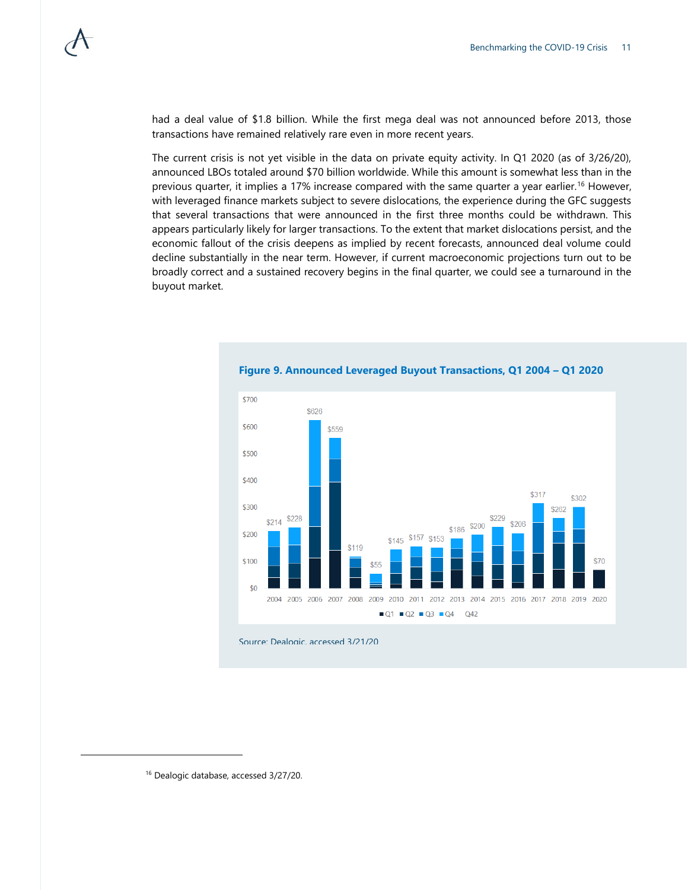had a deal value of $1.8 billion. While the first mega deal was not announced before 2013, those transactions have remained relatively rare even in more recent years.

The current crisis is not yet visible in the data on private equity activity. In Q1 2020 (as of 3/26/20), announced LBOs totaled around $70 billion worldwide. While this amount is somewhat less than in the previous quarter, it implies a 17% increase compared with the same quarter a year earlier.[16] However, with leveraged finance markets subject to severe dislocations, the experience during the GFC suggests that several transactions that were announced in the first three months could be withdrawn. This appears particularly likely for larger transactions. To the extent that market dislocations persist, and the economic fallout of the crisis deepens as implied by recent forecasts, announced deal volume could decline substantially in the near term. However, if current macroeconomic projections turn out to be broadly correct and a sustained recovery begins in the final quarter, we could see a turnaround in the buyout market.

**Figure 9. Announced Leveraged Buyout Transactions, Q1 2004 – Q1 2020**

| Year | Total |
|---|---|
| 2004 | $214 |
| 2005 | $228 |
| 2006 | $626 |
| 2007 | $559 |
| 2008 | $119 |
| 2009 | $55 |
| 2010 | $145 |
| 2011 | $157 |
| 2012 | $153 |
| 2013 | $186 |
| 2014 | $200 |
| 2015 | $229 |
| 2016 | $206 |
| 2017 | $317 |
| 2018 | $262 |
| 2019 | $302 |
| 2020 | $70 |

Legend: Q1, Q2, Q3, Q4, Q42

Source: Dealogic, accessed 3/21/20

[16] Dealogic database, accessed 3/27/20.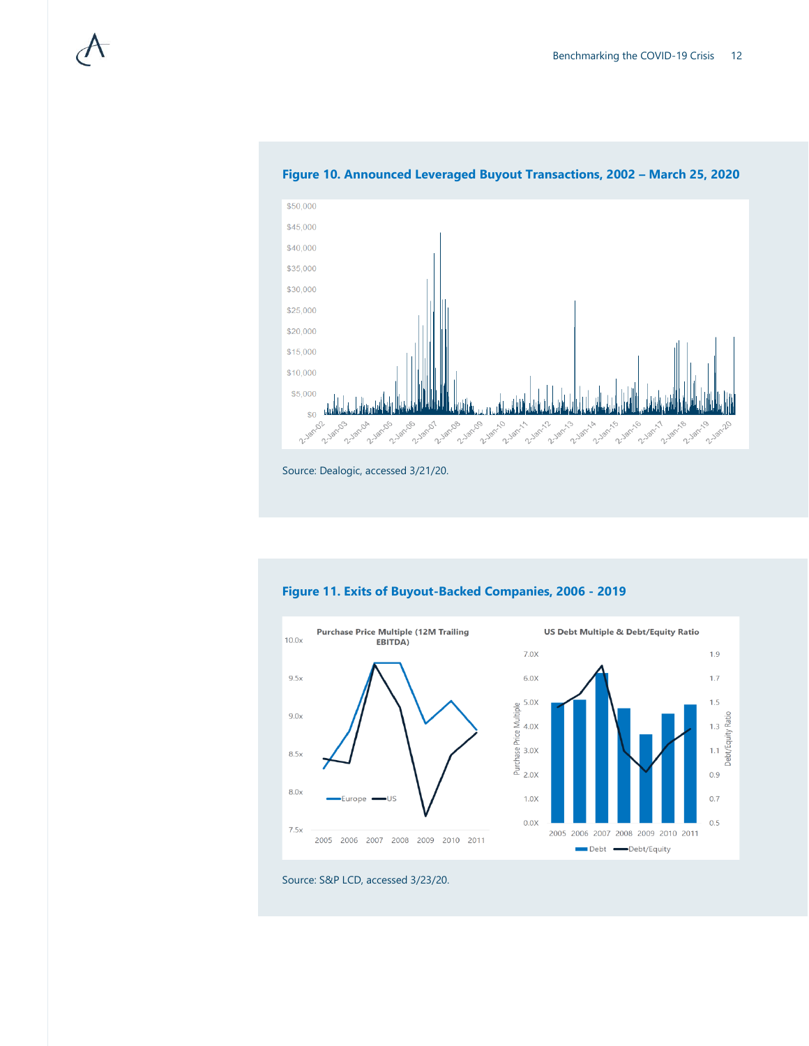**Figure 10. Announced Leveraged Buyout Transactions, 2002 – March 25, 2020**

Source: Dealogic, accessed 3/21/20.

**Figure 11. Exits of Buyout-Backed Companies, 2006 - 2019**

Source: S&P LCD, accessed 3/23/20.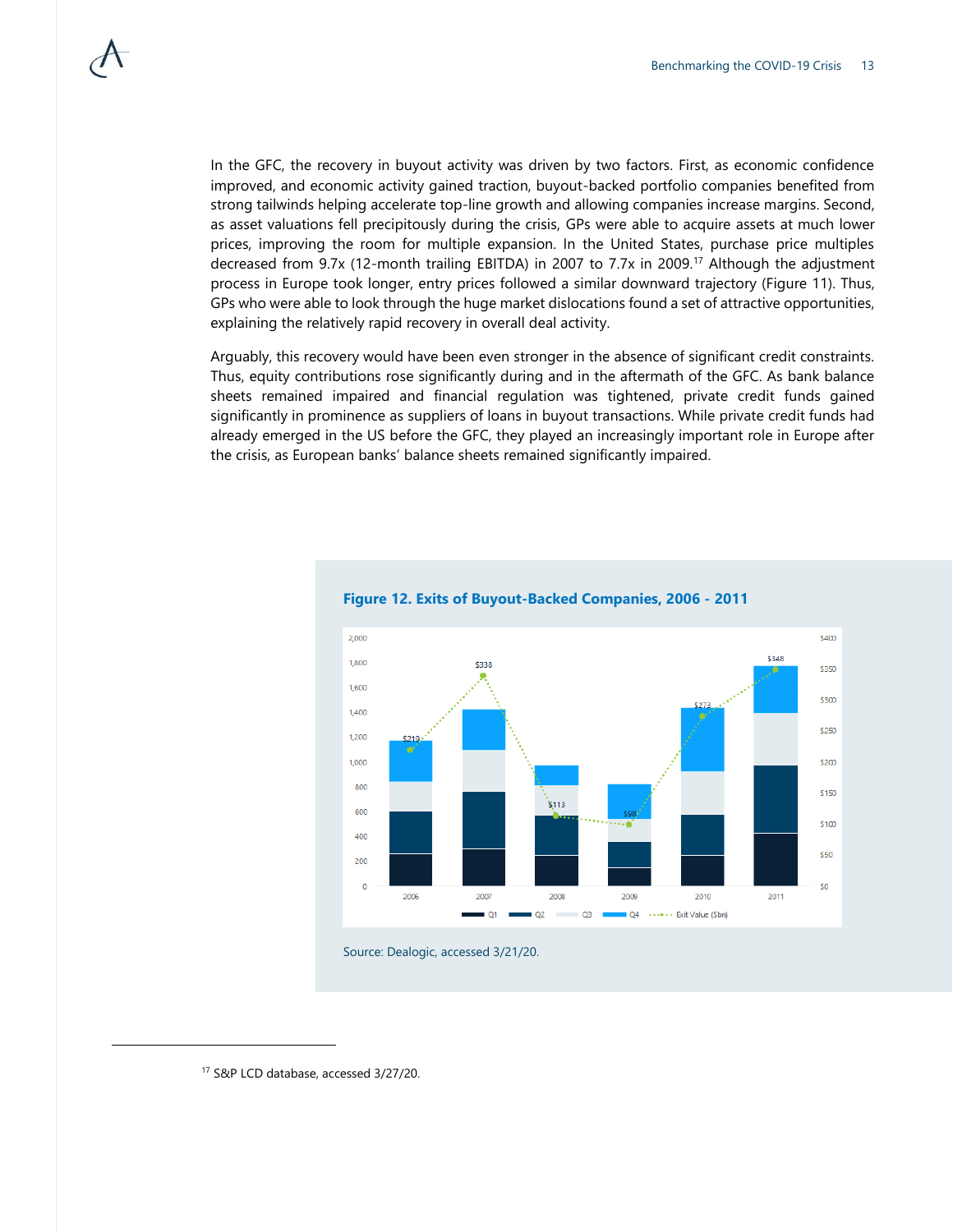In the GFC, the recovery in buyout activity was driven by two factors. First, as economic confidence improved, and economic activity gained traction, buyout-backed portfolio companies benefited from strong tailwinds helping accelerate top-line growth and allowing companies increase margins. Second, as asset valuations fell precipitously during the crisis, GPs were able to acquire assets at much lower prices, improving the room for multiple expansion. In the United States, purchase price multiples decreased from 9.7x (12-month trailing EBITDA) in 2007 to 7.7x in 2009.[17] Although the adjustment process in Europe took longer, entry prices followed a similar downward trajectory (Figure 11). Thus, GPs who were able to look through the huge market dislocations found a set of attractive opportunities, explaining the relatively rapid recovery in overall deal activity.

Arguably, this recovery would have been even stronger in the absence of significant credit constraints. Thus, equity contributions rose significantly during and in the aftermath of the GFC. As bank balance sheets remained impaired and financial regulation was tightened, private credit funds gained significantly in prominence as suppliers of loans in buyout transactions. While private credit funds had already emerged in the US before the GFC, they played an increasingly important role in Europe after the crisis, as European banks' balance sheets remained significantly impaired.

**Figure 12. Exits of Buyout-Backed Companies, 2006 - 2011**

| Year | Exit Value ($bn) |
|---|---|
| 2006 | $219 |
| 2007 | $338 |
| 2008 | $113 |
| 2009 | $98 |
| 2010 | $273 |
| 2011 | $348 |

Source: Dealogic, accessed 3/21/20.

[17] S&P LCD database, accessed 3/27/20.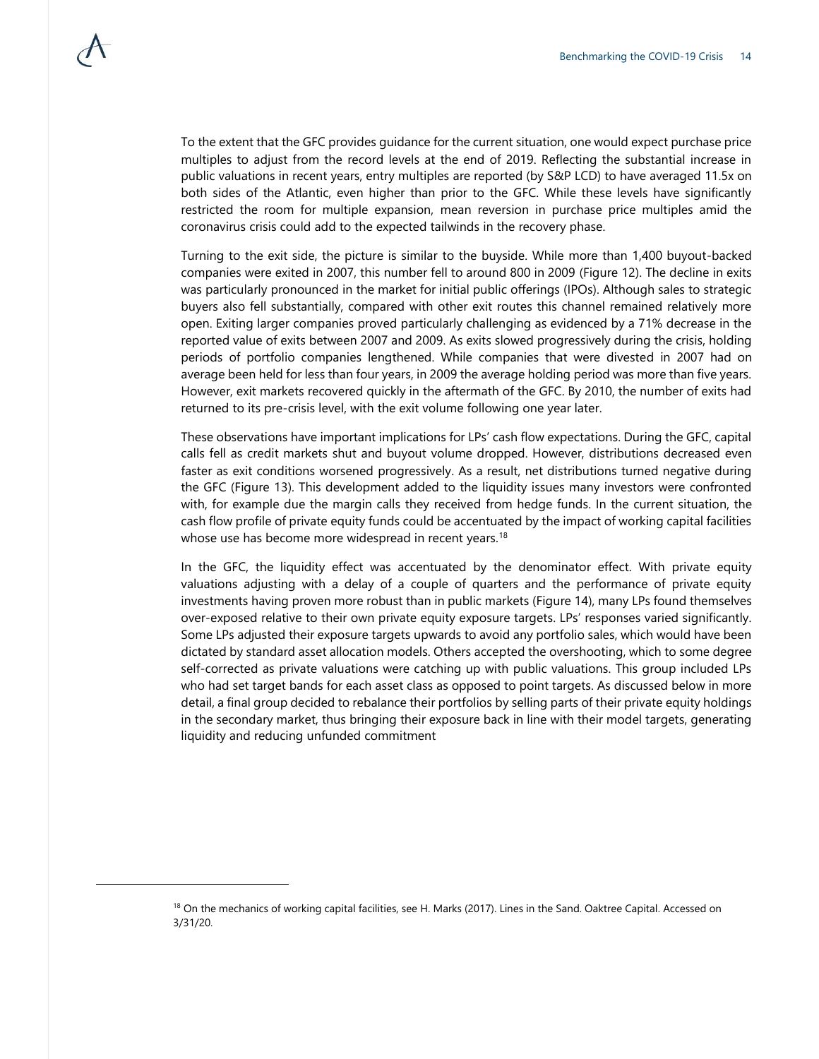To the extent that the GFC provides guidance for the current situation, one would expect purchase price multiples to adjust from the record levels at the end of 2019. Reflecting the substantial increase in public valuations in recent years, entry multiples are reported (by S&P LCD) to have averaged 11.5x on both sides of the Atlantic, even higher than prior to the GFC. While these levels have significantly restricted the room for multiple expansion, mean reversion in purchase price multiples amid the coronavirus crisis could add to the expected tailwinds in the recovery phase.

Turning to the exit side, the picture is similar to the buyside. While more than 1,400 buyout-backed companies were exited in 2007, this number fell to around 800 in 2009 (Figure 12). The decline in exits was particularly pronounced in the market for initial public offerings (IPOs). Although sales to strategic buyers also fell substantially, compared with other exit routes this channel remained relatively more open. Exiting larger companies proved particularly challenging as evidenced by a 71% decrease in the reported value of exits between 2007 and 2009. As exits slowed progressively during the crisis, holding periods of portfolio companies lengthened. While companies that were divested in 2007 had on average been held for less than four years, in 2009 the average holding period was more than five years. However, exit markets recovered quickly in the aftermath of the GFC. By 2010, the number of exits had returned to its pre-crisis level, with the exit volume following one year later.

These observations have important implications for LPs' cash flow expectations. During the GFC, capital calls fell as credit markets shut and buyout volume dropped. However, distributions decreased even faster as exit conditions worsened progressively. As a result, net distributions turned negative during the GFC (Figure 13). This development added to the liquidity issues many investors were confronted with, for example due the margin calls they received from hedge funds. In the current situation, the cash flow profile of private equity funds could be accentuated by the impact of working capital facilities whose use has become more widespread in recent years.[18]

In the GFC, the liquidity effect was accentuated by the denominator effect. With private equity valuations adjusting with a delay of a couple of quarters and the performance of private equity investments having proven more robust than in public markets (Figure 14), many LPs found themselves over-exposed relative to their own private equity exposure targets. LPs' responses varied significantly. Some LPs adjusted their exposure targets upwards to avoid any portfolio sales, which would have been dictated by standard asset allocation models. Others accepted the overshooting, which to some degree self-corrected as private valuations were catching up with public valuations. This group included LPs who had set target bands for each asset class as opposed to point targets. As discussed below in more detail, a final group decided to rebalance their portfolios by selling parts of their private equity holdings in the secondary market, thus bringing their exposure back in line with their model targets, generating liquidity and reducing unfunded commitment

[18] On the mechanics of working capital facilities, see H. Marks (2017). Lines in the Sand. Oaktree Capital. Accessed on 3/31/20.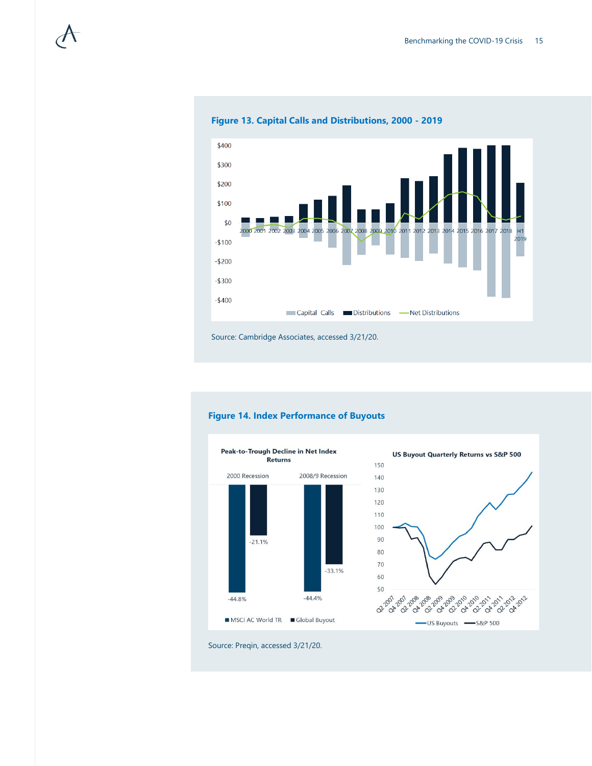**Figure 13. Capital Calls and Distributions, 2000 - 2019**

Source: Cambridge Associates, accessed 3/21/20.

**Figure 14. Index Performance of Buyouts**

Source: Preqin, accessed 3/21/20.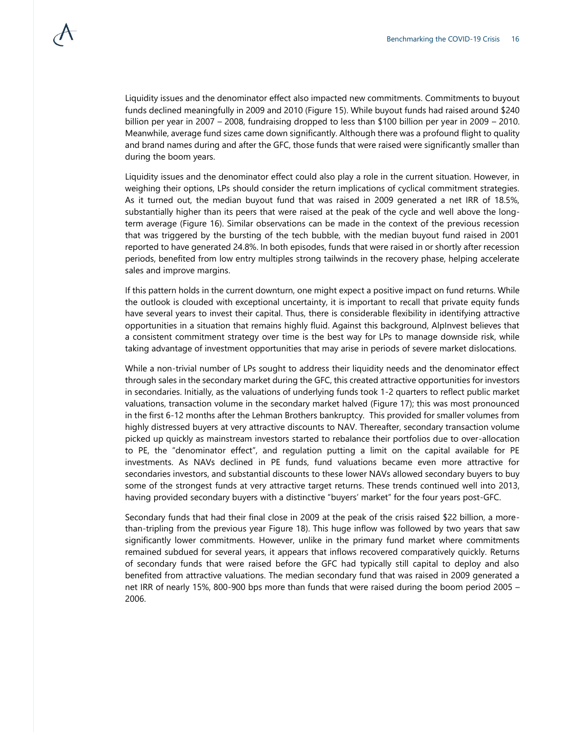Liquidity issues and the denominator effect also impacted new commitments. Commitments to buyout funds declined meaningfully in 2009 and 2010 (Figure 15). While buyout funds had raised around $240 billion per year in 2007 – 2008, fundraising dropped to less than $100 billion per year in 2009 – 2010. Meanwhile, average fund sizes came down significantly. Although there was a profound flight to quality and brand names during and after the GFC, those funds that were raised were significantly smaller than during the boom years.

Liquidity issues and the denominator effect could also play a role in the current situation. However, in weighing their options, LPs should consider the return implications of cyclical commitment strategies. As it turned out, the median buyout fund that was raised in 2009 generated a net IRR of 18.5%, substantially higher than its peers that were raised at the peak of the cycle and well above the long-term average (Figure 16). Similar observations can be made in the context of the previous recession that was triggered by the bursting of the tech bubble, with the median buyout fund raised in 2001 reported to have generated 24.8%. In both episodes, funds that were raised in or shortly after recession periods, benefited from low entry multiples strong tailwinds in the recovery phase, helping accelerate sales and improve margins.

If this pattern holds in the current downturn, one might expect a positive impact on fund returns. While the outlook is clouded with exceptional uncertainty, it is important to recall that private equity funds have several years to invest their capital. Thus, there is considerable flexibility in identifying attractive opportunities in a situation that remains highly fluid. Against this background, AlpInvest believes that a consistent commitment strategy over time is the best way for LPs to manage downside risk, while taking advantage of investment opportunities that may arise in periods of severe market dislocations.

While a non-trivial number of LPs sought to address their liquidity needs and the denominator effect through sales in the secondary market during the GFC, this created attractive opportunities for investors in secondaries. Initially, as the valuations of underlying funds took 1-2 quarters to reflect public market valuations, transaction volume in the secondary market halved (Figure 17); this was most pronounced in the first 6-12 months after the Lehman Brothers bankruptcy. This provided for smaller volumes from highly distressed buyers at very attractive discounts to NAV. Thereafter, secondary transaction volume picked up quickly as mainstream investors started to rebalance their portfolios due to over-allocation to PE, the "denominator effect", and regulation putting a limit on the capital available for PE investments. As NAVs declined in PE funds, fund valuations became even more attractive for secondaries investors, and substantial discounts to these lower NAVs allowed secondary buyers to buy some of the strongest funds at very attractive target returns. These trends continued well into 2013, having provided secondary buyers with a distinctive "buyers' market" for the four years post-GFC.

Secondary funds that had their final close in 2009 at the peak of the crisis raised $22 billion, a more-than-tripling from the previous year Figure 18). This huge inflow was followed by two years that saw significantly lower commitments. However, unlike in the primary fund market where commitments remained subdued for several years, it appears that inflows recovered comparatively quickly. Returns of secondary funds that were raised before the GFC had typically still capital to deploy and also benefited from attractive valuations. The median secondary fund that was raised in 2009 generated a net IRR of nearly 15%, 800-900 bps more than funds that were raised during the boom period 2005 – 2006.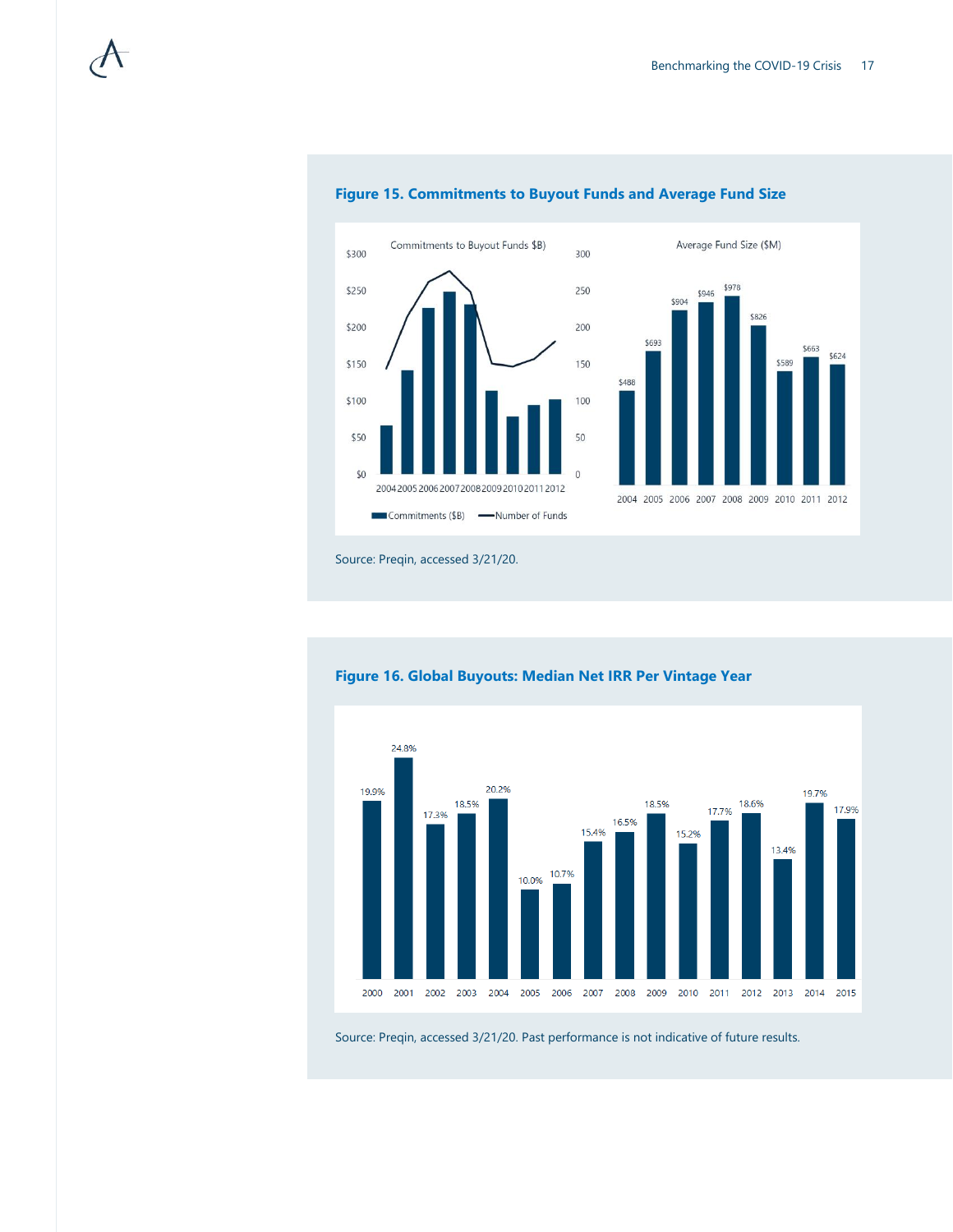**Figure 15. Commitments to Buyout Funds and Average Fund Size**

Source: Preqin, accessed 3/21/20.

**Figure 16. Global Buyouts: Median Net IRR Per Vintage Year**

Source: Preqin, accessed 3/21/20. Past performance is not indicative of future results.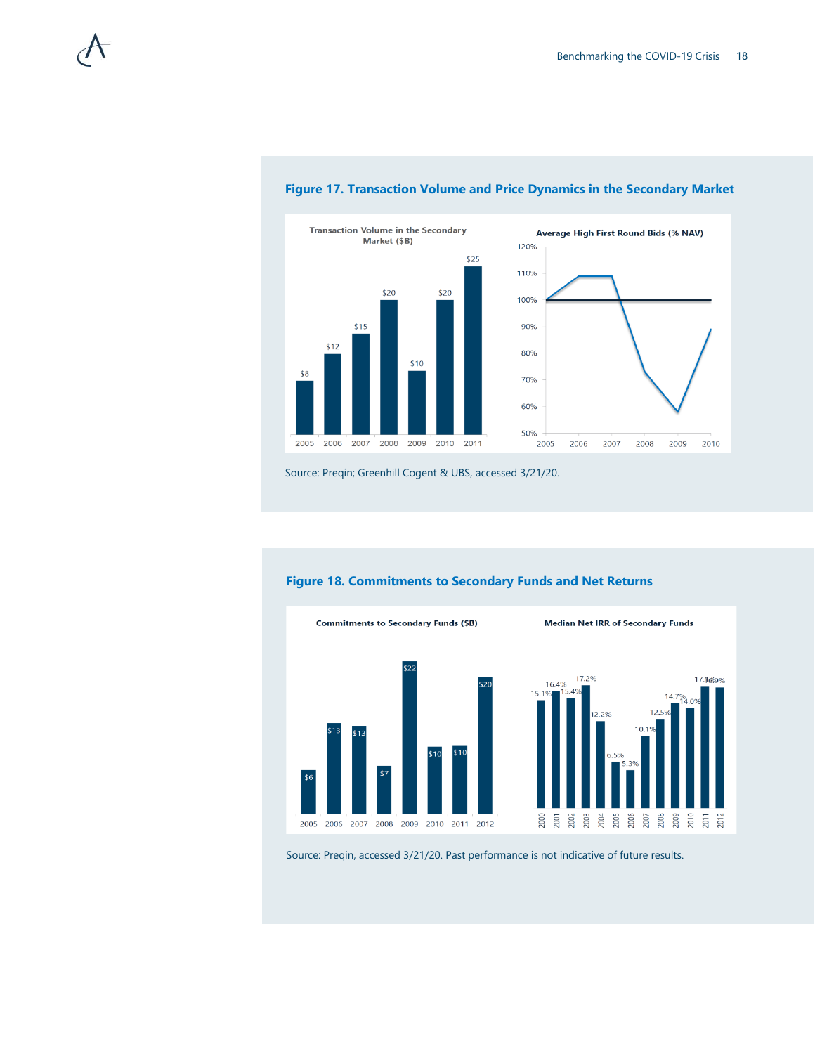**Figure 17. Transaction Volume and Price Dynamics in the Secondary Market**

Transaction Volume in the Secondary Market ($B)

| 2005 | 2006 | 2007 | 2008 | 2009 | 2010 | 2011 |
|---|---|---|---|---|---|---|
| $8 | $12 | $15 | $20 | $10 | $20 | $25 |

Average High First Round Bids (% NAV)

Source: Preqin; Greenhill Cogent & UBS, accessed 3/21/20.

**Figure 18. Commitments to Secondary Funds and Net Returns**

Commitments to Secondary Funds ($B)

| 2005 | 2006 | 2007 | 2008 | 2009 | 2010 | 2011 | 2012 |
|---|---|---|---|---|---|---|---|
| $6 | $13 | $13 | $7 | $22 | $10 | $10 | $20 |

Median Net IRR of Secondary Funds

| 2000 | 2001 | 2002 | 2003 | 2004 | 2005 | 2006 | 2007 | 2008 | 2009 | 2010 | 2011 | 2012 |
|---|---|---|---|---|---|---|---|---|---|---|---|---|
| 15.1% | 16.4% | 15.4% | 17.2% | 12.2% | 6.5% | 5.3% | 10.1% | 12.5% | 14.7% | 14.0% | 17.1% | 16.9% |

Source: Preqin, accessed 3/21/20. Past performance is not indicative of future results.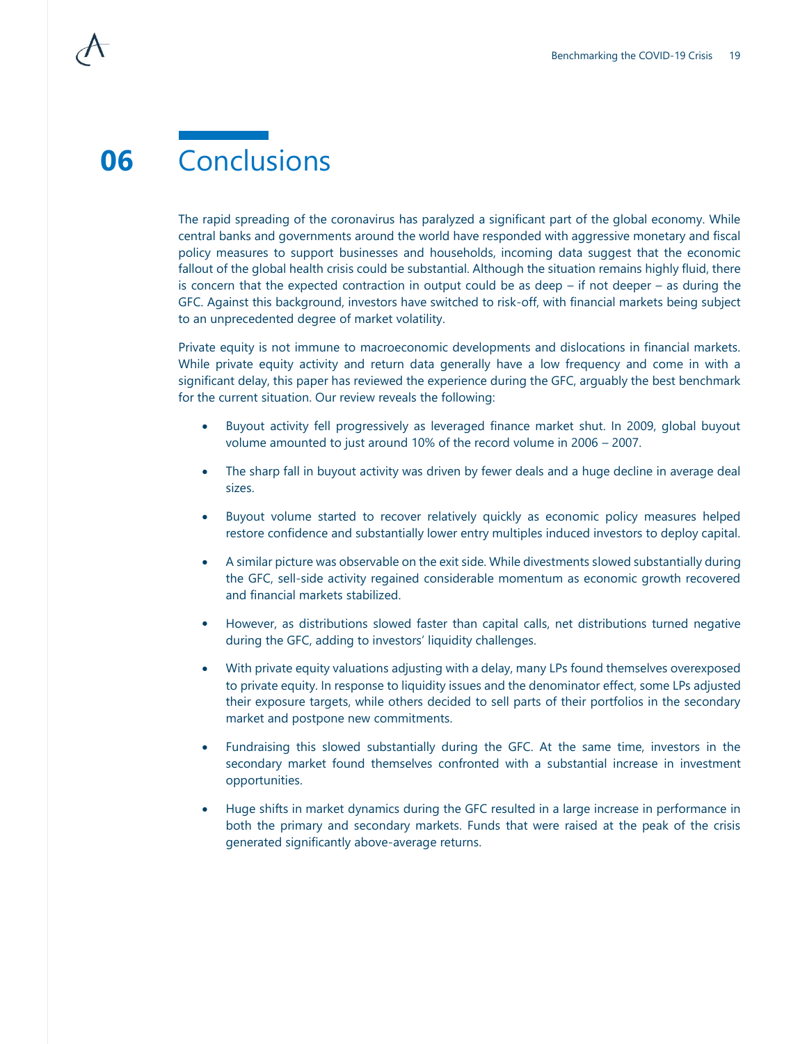# 06 Conclusions

The rapid spreading of the coronavirus has paralyzed a significant part of the global economy. While central banks and governments around the world have responded with aggressive monetary and fiscal policy measures to support businesses and households, incoming data suggest that the economic fallout of the global health crisis could be substantial. Although the situation remains highly fluid, there is concern that the expected contraction in output could be as deep – if not deeper – as during the GFC. Against this background, investors have switched to risk-off, with financial markets being subject to an unprecedented degree of market volatility.

Private equity is not immune to macroeconomic developments and dislocations in financial markets. While private equity activity and return data generally have a low frequency and come in with a significant delay, this paper has reviewed the experience during the GFC, arguably the best benchmark for the current situation. Our review reveals the following:

- Buyout activity fell progressively as leveraged finance market shut. In 2009, global buyout volume amounted to just around 10% of the record volume in 2006 – 2007.
- The sharp fall in buyout activity was driven by fewer deals and a huge decline in average deal sizes.
- Buyout volume started to recover relatively quickly as economic policy measures helped restore confidence and substantially lower entry multiples induced investors to deploy capital.
- A similar picture was observable on the exit side. While divestments slowed substantially during the GFC, sell-side activity regained considerable momentum as economic growth recovered and financial markets stabilized.
- However, as distributions slowed faster than capital calls, net distributions turned negative during the GFC, adding to investors' liquidity challenges.
- With private equity valuations adjusting with a delay, many LPs found themselves overexposed to private equity. In response to liquidity issues and the denominator effect, some LPs adjusted their exposure targets, while others decided to sell parts of their portfolios in the secondary market and postpone new commitments.
- Fundraising this slowed substantially during the GFC. At the same time, investors in the secondary market found themselves confronted with a substantial increase in investment opportunities.
- Huge shifts in market dynamics during the GFC resulted in a large increase in performance in both the primary and secondary markets. Funds that were raised at the peak of the crisis generated significantly above-average returns.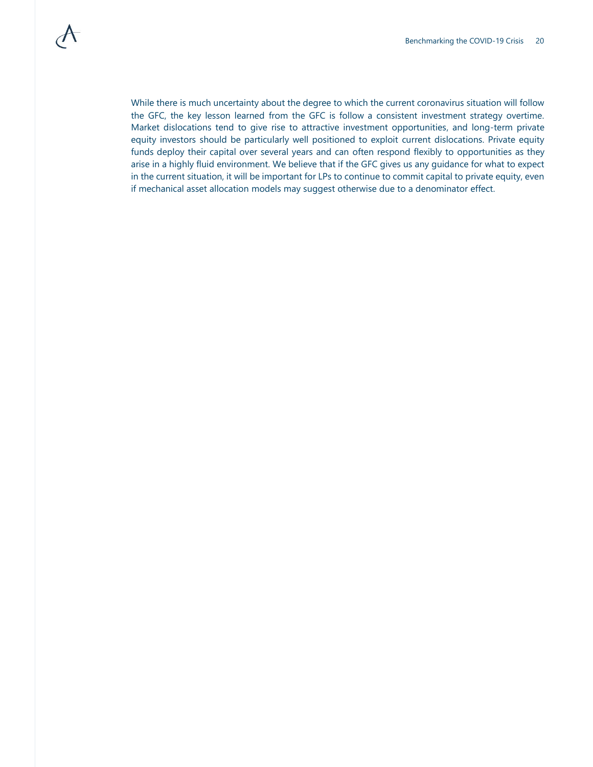While there is much uncertainty about the degree to which the current coronavirus situation will follow the GFC, the key lesson learned from the GFC is follow a consistent investment strategy overtime. Market dislocations tend to give rise to attractive investment opportunities, and long-term private equity investors should be particularly well positioned to exploit current dislocations. Private equity funds deploy their capital over several years and can often respond flexibly to opportunities as they arise in a highly fluid environment. We believe that if the GFC gives us any guidance for what to expect in the current situation, it will be important for LPs to continue to commit capital to private equity, even if mechanical asset allocation models may suggest otherwise due to a denominator effect.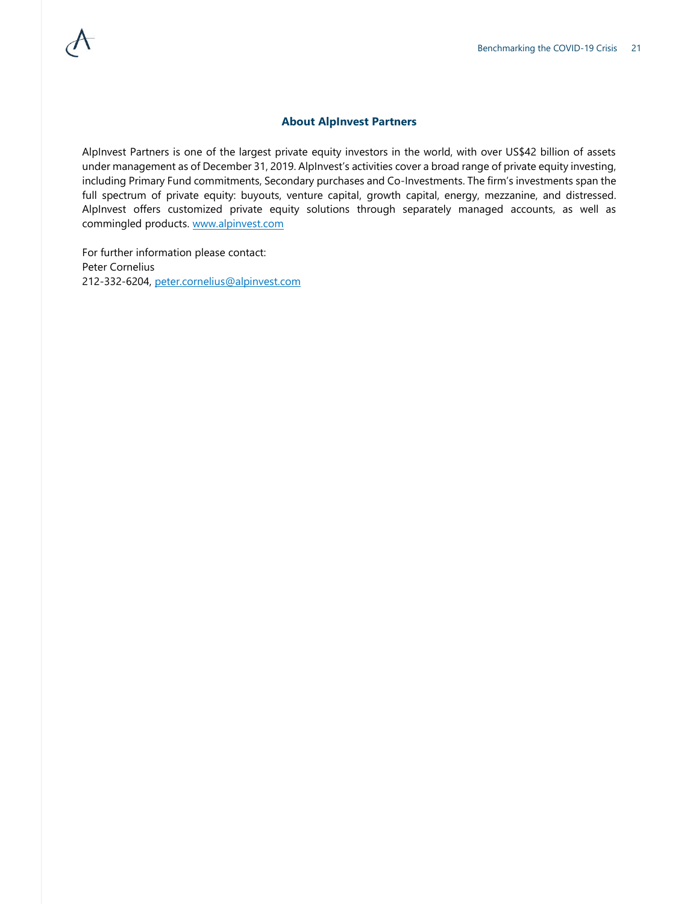## About AlpInvest Partners

AlpInvest Partners is one of the largest private equity investors in the world, with over US$42 billion of assets under management as of December 31, 2019. AlpInvest's activities cover a broad range of private equity investing, including Primary Fund commitments, Secondary purchases and Co-Investments. The firm's investments span the full spectrum of private equity: buyouts, venture capital, growth capital, energy, mezzanine, and distressed. AlpInvest offers customized private equity solutions through separately managed accounts, as well as commingled products. [www.alpinvest.com](http://www.alpinvest.com)

For further information please contact:
Peter Cornelius
212-332-6204, [peter.cornelius@alpinvest.com](mailto:peter.cornelius@alpinvest.com)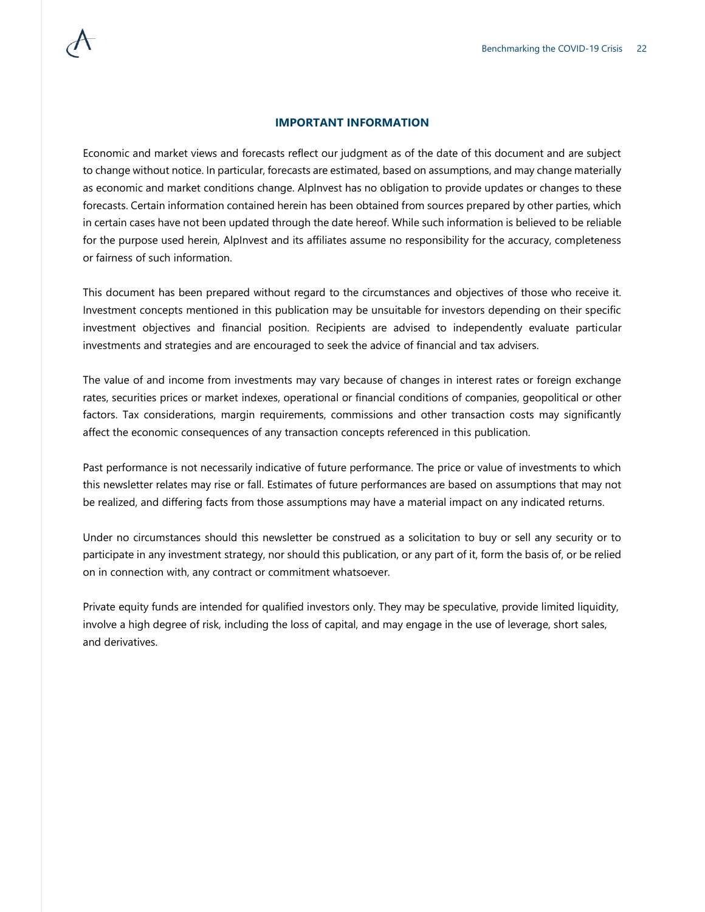## IMPORTANT INFORMATION

Economic and market views and forecasts reflect our judgment as of the date of this document and are subject to change without notice. In particular, forecasts are estimated, based on assumptions, and may change materially as economic and market conditions change. AlpInvest has no obligation to provide updates or changes to these forecasts. Certain information contained herein has been obtained from sources prepared by other parties, which in certain cases have not been updated through the date hereof. While such information is believed to be reliable for the purpose used herein, AlpInvest and its affiliates assume no responsibility for the accuracy, completeness or fairness of such information.

This document has been prepared without regard to the circumstances and objectives of those who receive it. Investment concepts mentioned in this publication may be unsuitable for investors depending on their specific investment objectives and financial position. Recipients are advised to independently evaluate particular investments and strategies and are encouraged to seek the advice of financial and tax advisers.

The value of and income from investments may vary because of changes in interest rates or foreign exchange rates, securities prices or market indexes, operational or financial conditions of companies, geopolitical or other factors. Tax considerations, margin requirements, commissions and other transaction costs may significantly affect the economic consequences of any transaction concepts referenced in this publication.

Past performance is not necessarily indicative of future performance. The price or value of investments to which this newsletter relates may rise or fall. Estimates of future performances are based on assumptions that may not be realized, and differing facts from those assumptions may have a material impact on any indicated returns.

Under no circumstances should this newsletter be construed as a solicitation to buy or sell any security or to participate in any investment strategy, nor should this publication, or any part of it, form the basis of, or be relied on in connection with, any contract or commitment whatsoever.

Private equity funds are intended for qualified investors only. They may be speculative, provide limited liquidity, involve a high degree of risk, including the loss of capital, and may engage in the use of leverage, short sales, and derivatives.